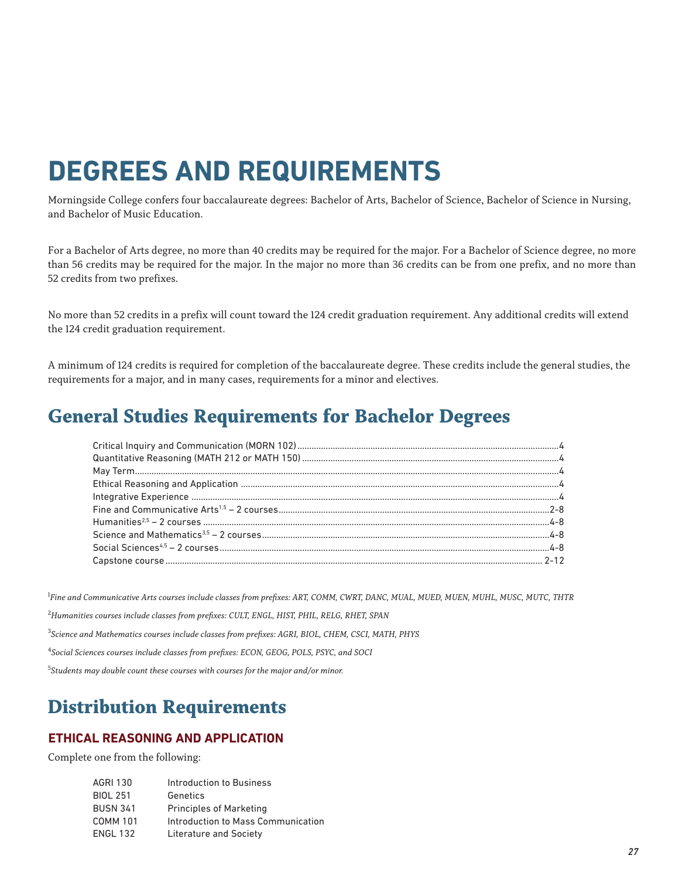# DEGREES AND REQUIREMENTS

Morningside College confers four baccalaureate degrees: Bachelor of Arts, Bachelor of Science, Bachelor of Science in Nursing, and Bachelor of Music Education.

For a Bachelor of Arts degree, no more than 40 credits may be required for the major. For a Bachelor of Science degree, no more than 56 credits may be required for the major. In the major no more than 36 credits can be from one prefix, and no more than 52 credits from two prefixes.

No more than 52 credits in a prefix will count toward the 124 credit graduation requirement. Any additional credits will extend the 124 credit graduation requirement.

A minimum of 124 credits is required for completion of the baccalaureate degree. These credits include the general studies, the requirements for a major, and in many cases, requirements for a minor and electives.

## General Studies Requirements for Bachelor Degrees

| Requirement | Credits |
|---|---|
| Critical Inquiry and Communication (MORN 102) | 4 |
| Quantitative Reasoning (MATH 212 or MATH 150) | 4 |
| May Term | 4 |
| Ethical Reasoning and Application | 4 |
| Integrative Experience | 4 |
| Fine and Communicative Arts[1,5] – 2 courses | 2-8 |
| Humanities[2,5] – 2 courses | 4-8 |
| Science and Mathematics[3,5] – 2 courses | 4-8 |
| Social Sciences[4,5] – 2 courses | 4-8 |
| Capstone course | 2-12 |

[1]*Fine and Communicative Arts courses include classes from prefixes: ART, COMM, CWRT, DANC, MUAL, MUED, MUEN, MUHL, MUSC, MUTC, THTR*

[2]*Humanities courses include classes from prefixes: CULT, ENGL, HIST, PHIL, RELG, RHET, SPAN*

[3]*Science and Mathematics courses include classes from prefixes: AGRI, BIOL, CHEM, CSCI, MATH, PHYS*

[4]*Social Sciences courses include classes from prefixes: ECON, GEOG, POLS, PSYC, and SOCI*

[5]*Students may double count these courses with courses for the major and/or minor.*

## Distribution Requirements

### ETHICAL REASONING AND APPLICATION

Complete one from the following:

| | |
|---|---|
| AGRI 130 | Introduction to Business |
| BIOL 251 | Genetics |
| BUSN 341 | Principles of Marketing |
| COMM 101 | Introduction to Mass Communication |
| ENGL 132 | Literature and Society |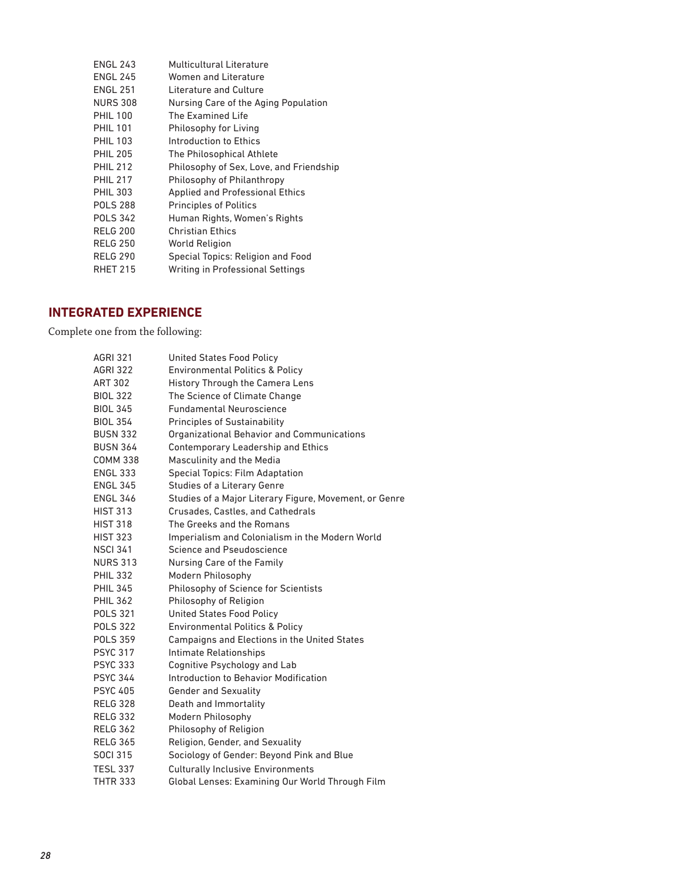| | |
|---|---|
| ENGL 243 | Multicultural Literature |
| ENGL 245 | Women and Literature |
| ENGL 251 | Literature and Culture |
| NURS 308 | Nursing Care of the Aging Population |
| PHIL 100 | The Examined Life |
| PHIL 101 | Philosophy for Living |
| PHIL 103 | Introduction to Ethics |
| PHIL 205 | The Philosophical Athlete |
| PHIL 212 | Philosophy of Sex, Love, and Friendship |
| PHIL 217 | Philosophy of Philanthropy |
| PHIL 303 | Applied and Professional Ethics |
| POLS 288 | Principles of Politics |
| POLS 342 | Human Rights, Women's Rights |
| RELG 200 | Christian Ethics |
| RELG 250 | World Religion |
| RELG 290 | Special Topics: Religion and Food |
| RHET 215 | Writing in Professional Settings |

## INTEGRATED EXPERIENCE

Complete one from the following:

| | |
|---|---|
| AGRI 321 | United States Food Policy |
| AGRI 322 | Environmental Politics & Policy |
| ART 302 | History Through the Camera Lens |
| BIOL 322 | The Science of Climate Change |
| BIOL 345 | Fundamental Neuroscience |
| BIOL 354 | Principles of Sustainability |
| BUSN 332 | Organizational Behavior and Communications |
| BUSN 364 | Contemporary Leadership and Ethics |
| COMM 338 | Masculinity and the Media |
| ENGL 333 | Special Topics: Film Adaptation |
| ENGL 345 | Studies of a Literary Genre |
| ENGL 346 | Studies of a Major Literary Figure, Movement, or Genre |
| HIST 313 | Crusades, Castles, and Cathedrals |
| HIST 318 | The Greeks and the Romans |
| HIST 323 | Imperialism and Colonialism in the Modern World |
| NSCI 341 | Science and Pseudoscience |
| NURS 313 | Nursing Care of the Family |
| PHIL 332 | Modern Philosophy |
| PHIL 345 | Philosophy of Science for Scientists |
| PHIL 362 | Philosophy of Religion |
| POLS 321 | United States Food Policy |
| POLS 322 | Environmental Politics & Policy |
| POLS 359 | Campaigns and Elections in the United States |
| PSYC 317 | Intimate Relationships |
| PSYC 333 | Cognitive Psychology and Lab |
| PSYC 344 | Introduction to Behavior Modification |
| PSYC 405 | Gender and Sexuality |
| RELG 328 | Death and Immortality |
| RELG 332 | Modern Philosophy |
| RELG 362 | Philosophy of Religion |
| RELG 365 | Religion, Gender, and Sexuality |
| SOCI 315 | Sociology of Gender: Beyond Pink and Blue |
| TESL 337 | Culturally Inclusive Environments |
| THTR 333 | Global Lenses: Examining Our World Through Film |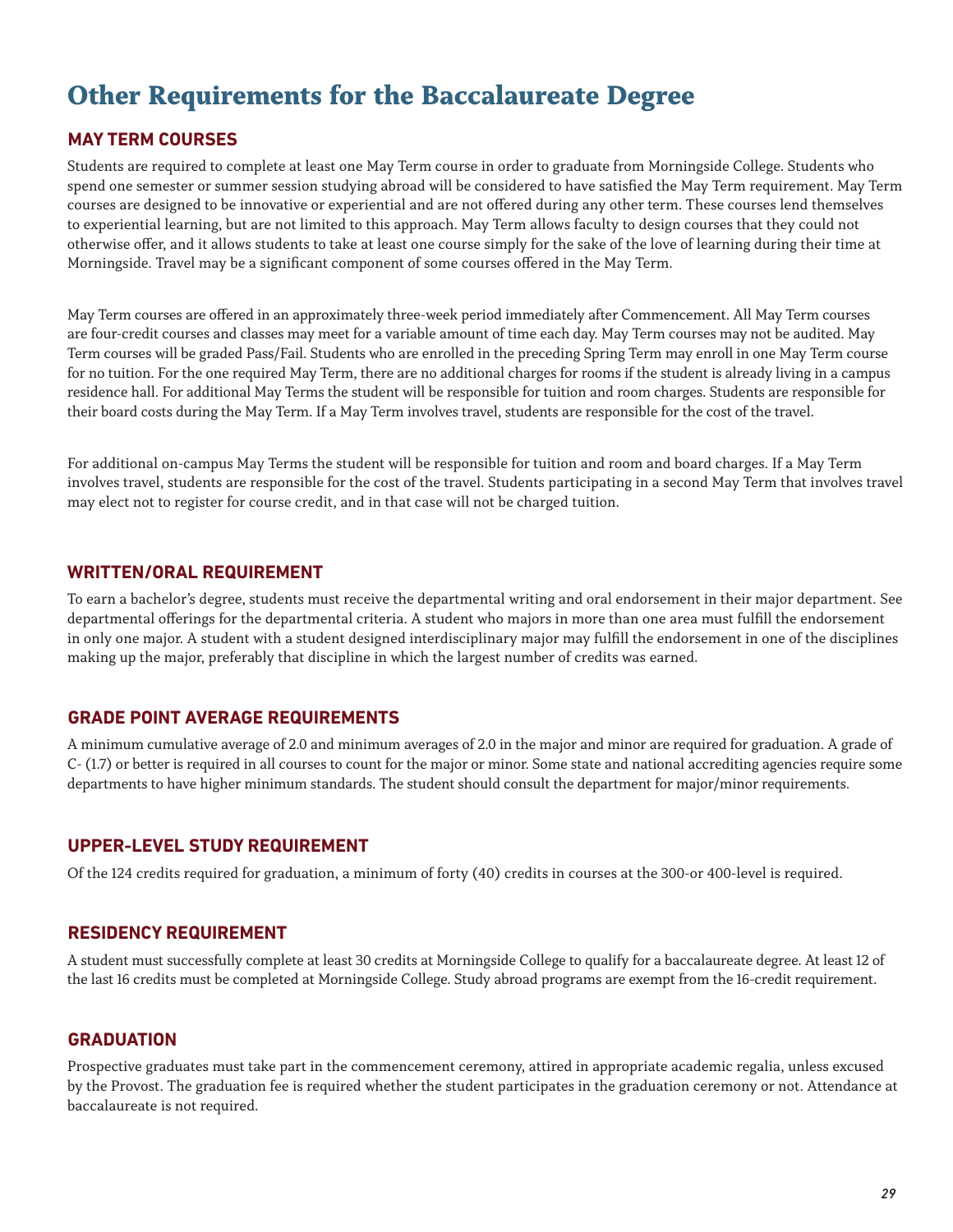# Other Requirements for the Baccalaureate Degree

## MAY TERM COURSES

Students are required to complete at least one May Term course in order to graduate from Morningside College. Students who spend one semester or summer session studying abroad will be considered to have satisfied the May Term requirement. May Term courses are designed to be innovative or experiential and are not offered during any other term. These courses lend themselves to experiential learning, but are not limited to this approach. May Term allows faculty to design courses that they could not otherwise offer, and it allows students to take at least one course simply for the sake of the love of learning during their time at Morningside. Travel may be a significant component of some courses offered in the May Term.

May Term courses are offered in an approximately three-week period immediately after Commencement. All May Term courses are four-credit courses and classes may meet for a variable amount of time each day. May Term courses may not be audited. May Term courses will be graded Pass/Fail. Students who are enrolled in the preceding Spring Term may enroll in one May Term course for no tuition. For the one required May Term, there are no additional charges for rooms if the student is already living in a campus residence hall. For additional May Terms the student will be responsible for tuition and room charges. Students are responsible for their board costs during the May Term. If a May Term involves travel, students are responsible for the cost of the travel.

For additional on-campus May Terms the student will be responsible for tuition and room and board charges. If a May Term involves travel, students are responsible for the cost of the travel. Students participating in a second May Term that involves travel may elect not to register for course credit, and in that case will not be charged tuition.

## WRITTEN/ORAL REQUIREMENT

To earn a bachelor's degree, students must receive the departmental writing and oral endorsement in their major department. See departmental offerings for the departmental criteria. A student who majors in more than one area must fulfill the endorsement in only one major. A student with a student designed interdisciplinary major may fulfill the endorsement in one of the disciplines making up the major, preferably that discipline in which the largest number of credits was earned.

## GRADE POINT AVERAGE REQUIREMENTS

A minimum cumulative average of 2.0 and minimum averages of 2.0 in the major and minor are required for graduation. A grade of C- (1.7) or better is required in all courses to count for the major or minor. Some state and national accrediting agencies require some departments to have higher minimum standards. The student should consult the department for major/minor requirements.

## UPPER-LEVEL STUDY REQUIREMENT

Of the 124 credits required for graduation, a minimum of forty (40) credits in courses at the 300-or 400-level is required.

## RESIDENCY REQUIREMENT

A student must successfully complete at least 30 credits at Morningside College to qualify for a baccalaureate degree. At least 12 of the last 16 credits must be completed at Morningside College. Study abroad programs are exempt from the 16-credit requirement.

## GRADUATION

Prospective graduates must take part in the commencement ceremony, attired in appropriate academic regalia, unless excused by the Provost. The graduation fee is required whether the student participates in the graduation ceremony or not. Attendance at baccalaureate is not required.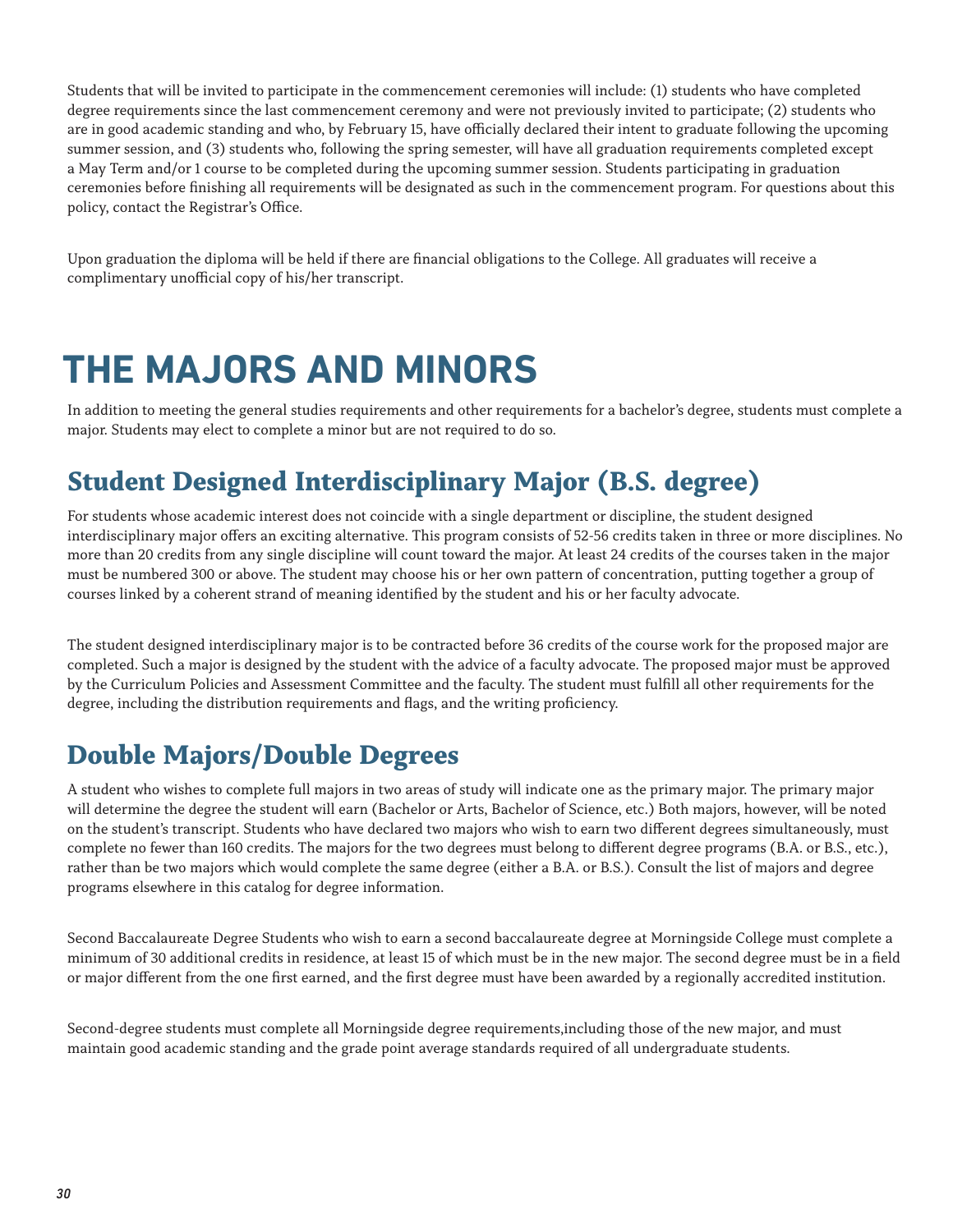Students that will be invited to participate in the commencement ceremonies will include: (1) students who have completed degree requirements since the last commencement ceremony and were not previously invited to participate; (2) students who are in good academic standing and who, by February 15, have officially declared their intent to graduate following the upcoming summer session, and (3) students who, following the spring semester, will have all graduation requirements completed except a May Term and/or 1 course to be completed during the upcoming summer session. Students participating in graduation ceremonies before finishing all requirements will be designated as such in the commencement program. For questions about this policy, contact the Registrar's Office.

Upon graduation the diploma will be held if there are financial obligations to the College. All graduates will receive a complimentary unofficial copy of his/her transcript.

# THE MAJORS AND MINORS

In addition to meeting the general studies requirements and other requirements for a bachelor's degree, students must complete a major. Students may elect to complete a minor but are not required to do so.

## Student Designed Interdisciplinary Major (B.S. degree)

For students whose academic interest does not coincide with a single department or discipline, the student designed interdisciplinary major offers an exciting alternative. This program consists of 52-56 credits taken in three or more disciplines. No more than 20 credits from any single discipline will count toward the major. At least 24 credits of the courses taken in the major must be numbered 300 or above. The student may choose his or her own pattern of concentration, putting together a group of courses linked by a coherent strand of meaning identified by the student and his or her faculty advocate.

The student designed interdisciplinary major is to be contracted before 36 credits of the course work for the proposed major are completed. Such a major is designed by the student with the advice of a faculty advocate. The proposed major must be approved by the Curriculum Policies and Assessment Committee and the faculty. The student must fulfill all other requirements for the degree, including the distribution requirements and flags, and the writing proficiency.

## Double Majors/Double Degrees

A student who wishes to complete full majors in two areas of study will indicate one as the primary major. The primary major will determine the degree the student will earn (Bachelor or Arts, Bachelor of Science, etc.) Both majors, however, will be noted on the student's transcript. Students who have declared two majors who wish to earn two different degrees simultaneously, must complete no fewer than 160 credits. The majors for the two degrees must belong to different degree programs (B.A. or B.S., etc.), rather than be two majors which would complete the same degree (either a B.A. or B.S.). Consult the list of majors and degree programs elsewhere in this catalog for degree information.

Second Baccalaureate Degree Students who wish to earn a second baccalaureate degree at Morningside College must complete a minimum of 30 additional credits in residence, at least 15 of which must be in the new major. The second degree must be in a field or major different from the one first earned, and the first degree must have been awarded by a regionally accredited institution.

Second-degree students must complete all Morningside degree requirements,including those of the new major, and must maintain good academic standing and the grade point average standards required of all undergraduate students.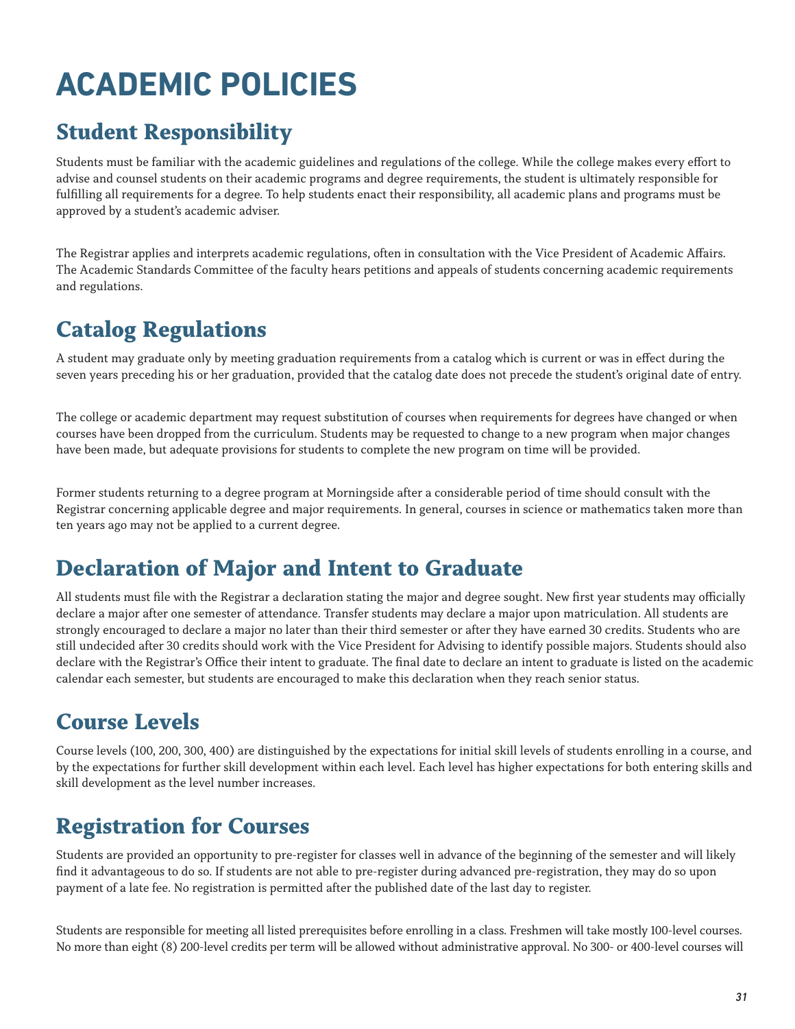# ACADEMIC POLICIES

## Student Responsibility

Students must be familiar with the academic guidelines and regulations of the college. While the college makes every effort to advise and counsel students on their academic programs and degree requirements, the student is ultimately responsible for fulfilling all requirements for a degree. To help students enact their responsibility, all academic plans and programs must be approved by a student's academic adviser.

The Registrar applies and interprets academic regulations, often in consultation with the Vice President of Academic Affairs. The Academic Standards Committee of the faculty hears petitions and appeals of students concerning academic requirements and regulations.

## Catalog Regulations

A student may graduate only by meeting graduation requirements from a catalog which is current or was in effect during the seven years preceding his or her graduation, provided that the catalog date does not precede the student's original date of entry.

The college or academic department may request substitution of courses when requirements for degrees have changed or when courses have been dropped from the curriculum. Students may be requested to change to a new program when major changes have been made, but adequate provisions for students to complete the new program on time will be provided.

Former students returning to a degree program at Morningside after a considerable period of time should consult with the Registrar concerning applicable degree and major requirements. In general, courses in science or mathematics taken more than ten years ago may not be applied to a current degree.

## Declaration of Major and Intent to Graduate

All students must file with the Registrar a declaration stating the major and degree sought. New first year students may officially declare a major after one semester of attendance. Transfer students may declare a major upon matriculation. All students are strongly encouraged to declare a major no later than their third semester or after they have earned 30 credits. Students who are still undecided after 30 credits should work with the Vice President for Advising to identify possible majors. Students should also declare with the Registrar's Office their intent to graduate. The final date to declare an intent to graduate is listed on the academic calendar each semester, but students are encouraged to make this declaration when they reach senior status.

## Course Levels

Course levels (100, 200, 300, 400) are distinguished by the expectations for initial skill levels of students enrolling in a course, and by the expectations for further skill development within each level. Each level has higher expectations for both entering skills and skill development as the level number increases.

## Registration for Courses

Students are provided an opportunity to pre-register for classes well in advance of the beginning of the semester and will likely find it advantageous to do so. If students are not able to pre-register during advanced pre-registration, they may do so upon payment of a late fee. No registration is permitted after the published date of the last day to register.

Students are responsible for meeting all listed prerequisites before enrolling in a class. Freshmen will take mostly 100-level courses. No more than eight (8) 200-level credits per term will be allowed without administrative approval. No 300- or 400-level courses will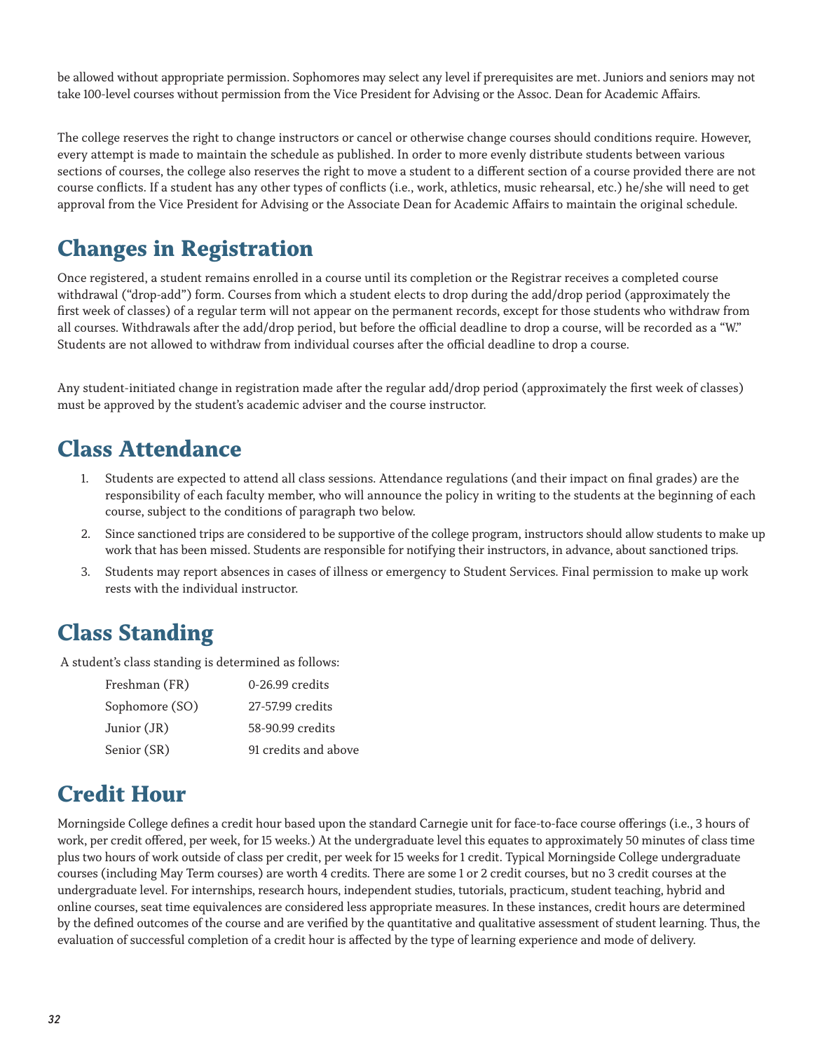be allowed without appropriate permission. Sophomores may select any level if prerequisites are met. Juniors and seniors may not take 100-level courses without permission from the Vice President for Advising or the Assoc. Dean for Academic Affairs.

The college reserves the right to change instructors or cancel or otherwise change courses should conditions require. However, every attempt is made to maintain the schedule as published. In order to more evenly distribute students between various sections of courses, the college also reserves the right to move a student to a different section of a course provided there are not course conflicts. If a student has any other types of conflicts (i.e., work, athletics, music rehearsal, etc.) he/she will need to get approval from the Vice President for Advising or the Associate Dean for Academic Affairs to maintain the original schedule.

## Changes in Registration

Once registered, a student remains enrolled in a course until its completion or the Registrar receives a completed course withdrawal ("drop-add") form. Courses from which a student elects to drop during the add/drop period (approximately the first week of classes) of a regular term will not appear on the permanent records, except for those students who withdraw from all courses. Withdrawals after the add/drop period, but before the official deadline to drop a course, will be recorded as a "W." Students are not allowed to withdraw from individual courses after the official deadline to drop a course.

Any student-initiated change in registration made after the regular add/drop period (approximately the first week of classes) must be approved by the student's academic adviser and the course instructor.

## Class Attendance

1. Students are expected to attend all class sessions. Attendance regulations (and their impact on final grades) are the responsibility of each faculty member, who will announce the policy in writing to the students at the beginning of each course, subject to the conditions of paragraph two below.
2. Since sanctioned trips are considered to be supportive of the college program, instructors should allow students to make up work that has been missed. Students are responsible for notifying their instructors, in advance, about sanctioned trips.
3. Students may report absences in cases of illness or emergency to Student Services. Final permission to make up work rests with the individual instructor.

## Class Standing

A student's class standing is determined as follows:

| Class | Credits |
|---|---|
| Freshman (FR) | 0-26.99 credits |
| Sophomore (SO) | 27-57.99 credits |
| Junior (JR) | 58-90.99 credits |
| Senior (SR) | 91 credits and above |

## Credit Hour

Morningside College defines a credit hour based upon the standard Carnegie unit for face-to-face course offerings (i.e., 3 hours of work, per credit offered, per week, for 15 weeks.) At the undergraduate level this equates to approximately 50 minutes of class time plus two hours of work outside of class per credit, per week for 15 weeks for 1 credit. Typical Morningside College undergraduate courses (including May Term courses) are worth 4 credits. There are some 1 or 2 credit courses, but no 3 credit courses at the undergraduate level. For internships, research hours, independent studies, tutorials, practicum, student teaching, hybrid and online courses, seat time equivalences are considered less appropriate measures. In these instances, credit hours are determined by the defined outcomes of the course and are verified by the quantitative and qualitative assessment of student learning. Thus, the evaluation of successful completion of a credit hour is affected by the type of learning experience and mode of delivery.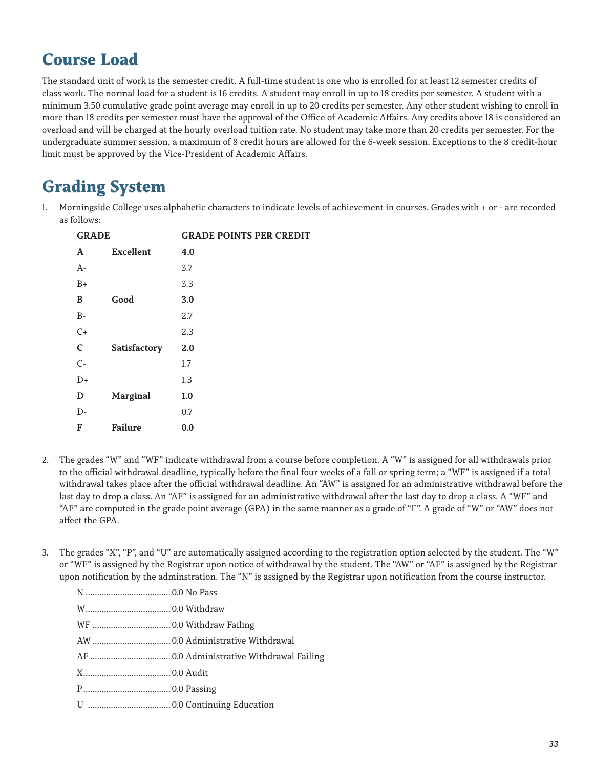## Course Load

The standard unit of work is the semester credit. A full-time student is one who is enrolled for at least 12 semester credits of class work. The normal load for a student is 16 credits. A student may enroll in up to 18 credits per semester. A student with a minimum 3.50 cumulative grade point average may enroll in up to 20 credits per semester. Any other student wishing to enroll in more than 18 credits per semester must have the approval of the Office of Academic Affairs. Any credits above 18 is considered an overload and will be charged at the hourly overload tuition rate. No student may take more than 20 credits per semester. For the undergraduate summer session, a maximum of 8 credit hours are allowed for the 6-week session. Exceptions to the 8 credit-hour limit must be approved by the Vice-President of Academic Affairs.

## Grading System

1. Morningside College uses alphabetic characters to indicate levels of achievement in courses. Grades with + or - are recorded as follows:

| GRADE | | GRADE POINTS PER CREDIT |
|---|---|---|
| **A** | **Excellent** | **4.0** |
| A- | | 3.7 |
| B+ | | 3.3 |
| **B** | **Good** | **3.0** |
| B- | | 2.7 |
| C+ | | 2.3 |
| **C** | **Satisfactory** | **2.0** |
| C- | | 1.7 |
| D+ | | 1.3 |
| **D** | **Marginal** | **1.0** |
| D- | | 0.7 |
| **F** | **Failure** | **0.0** |

2. The grades “W” and “WF” indicate withdrawal from a course before completion. A “W” is assigned for all withdrawals prior to the official withdrawal deadline, typically before the final four weeks of a fall or spring term; a “WF” is assigned if a total withdrawal takes place after the official withdrawal deadline. An “AW” is assigned for an administrative withdrawal before the last day to drop a class. An “AF” is assigned for an administrative withdrawal after the last day to drop a class. A “WF” and “AF” are computed in the grade point average (GPA) in the same manner as a grade of “F”. A grade of “W” or “AW” does not affect the GPA.

3. The grades “X”, “P”, and “U” are automatically assigned according to the registration option selected by the student. The “W” or “WF” is assigned by the Registrar upon notice of withdrawal by the student. The “AW” or “AF” is assigned by the Registrar upon notification by the adminstration. The “N” is assigned by the Registrar upon notification from the course instructor.

   N .................................... 0.0 No Pass
   W.................................... 0.0 Withdraw
   WF .................................. 0.0 Withdraw Failing
   AW .................................. 0.0 Administrative Withdrawal
   AF ................................... 0.0 Administrative Withdrawal Failing
   X..................................... 0.0 Audit
   P..................................... 0.0 Passing
   U .................................... 0.0 Continuing Education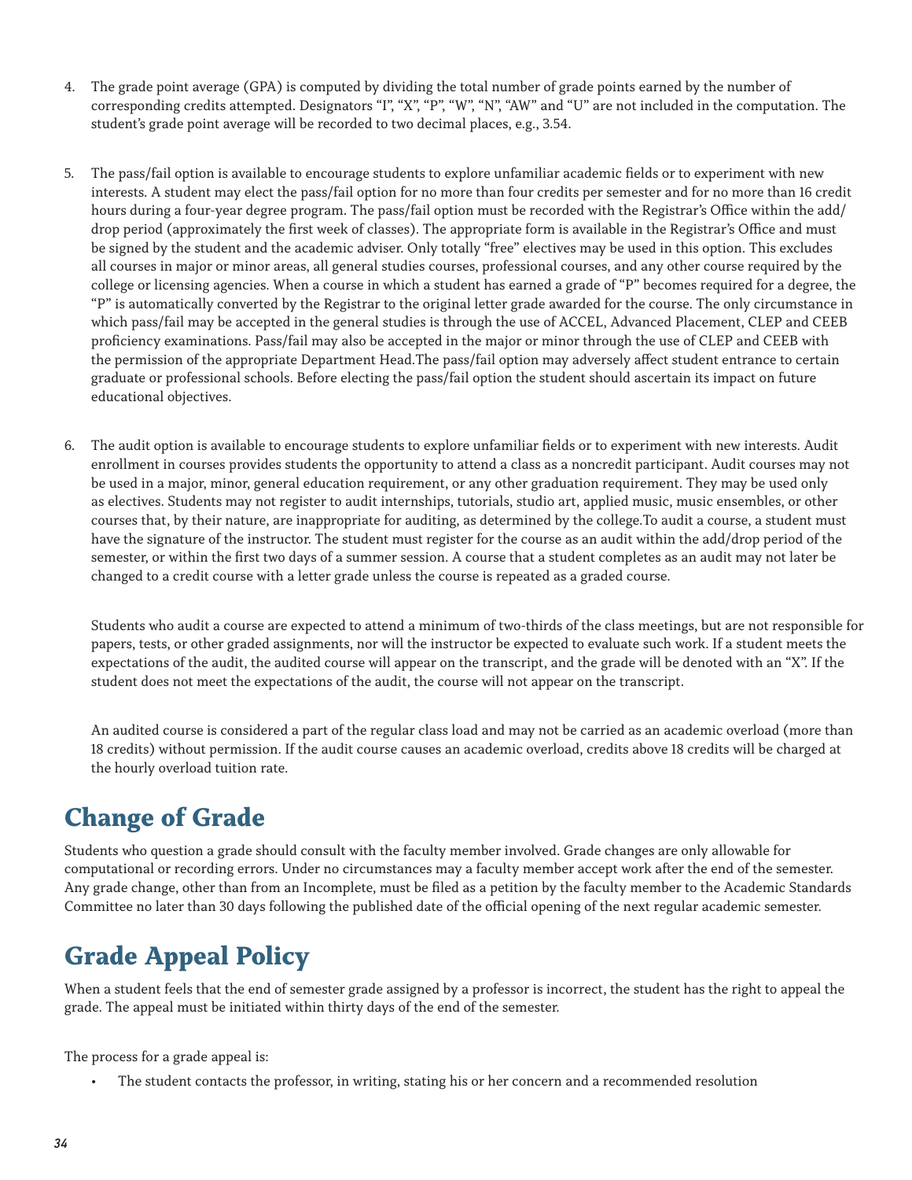4. The grade point average (GPA) is computed by dividing the total number of grade points earned by the number of corresponding credits attempted. Designators "I", "X", "P", "W", "N", "AW" and "U" are not included in the computation. The student's grade point average will be recorded to two decimal places, e.g., 3.54.

5. The pass/fail option is available to encourage students to explore unfamiliar academic fields or to experiment with new interests. A student may elect the pass/fail option for no more than four credits per semester and for no more than 16 credit hours during a four-year degree program. The pass/fail option must be recorded with the Registrar's Office within the add/drop period (approximately the first week of classes). The appropriate form is available in the Registrar's Office and must be signed by the student and the academic adviser. Only totally "free" electives may be used in this option. This excludes all courses in major or minor areas, all general studies courses, professional courses, and any other course required by the college or licensing agencies. When a course in which a student has earned a grade of "P" becomes required for a degree, the "P" is automatically converted by the Registrar to the original letter grade awarded for the course. The only circumstance in which pass/fail may be accepted in the general studies is through the use of ACCEL, Advanced Placement, CLEP and CEEB proficiency examinations. Pass/fail may also be accepted in the major or minor through the use of CLEP and CEEB with the permission of the appropriate Department Head.The pass/fail option may adversely affect student entrance to certain graduate or professional schools. Before electing the pass/fail option the student should ascertain its impact on future educational objectives.

6. The audit option is available to encourage students to explore unfamiliar fields or to experiment with new interests. Audit enrollment in courses provides students the opportunity to attend a class as a noncredit participant. Audit courses may not be used in a major, minor, general education requirement, or any other graduation requirement. They may be used only as electives. Students may not register to audit internships, tutorials, studio art, applied music, music ensembles, or other courses that, by their nature, are inappropriate for auditing, as determined by the college.To audit a course, a student must have the signature of the instructor. The student must register for the course as an audit within the add/drop period of the semester, or within the first two days of a summer session. A course that a student completes as an audit may not later be changed to a credit course with a letter grade unless the course is repeated as a graded course.

   Students who audit a course are expected to attend a minimum of two-thirds of the class meetings, but are not responsible for papers, tests, or other graded assignments, nor will the instructor be expected to evaluate such work. If a student meets the expectations of the audit, the audited course will appear on the transcript, and the grade will be denoted with an "X". If the student does not meet the expectations of the audit, the course will not appear on the transcript.

   An audited course is considered a part of the regular class load and may not be carried as an academic overload (more than 18 credits) without permission. If the audit course causes an academic overload, credits above 18 credits will be charged at the hourly overload tuition rate.

## Change of Grade

Students who question a grade should consult with the faculty member involved. Grade changes are only allowable for computational or recording errors. Under no circumstances may a faculty member accept work after the end of the semester. Any grade change, other than from an Incomplete, must be filed as a petition by the faculty member to the Academic Standards Committee no later than 30 days following the published date of the official opening of the next regular academic semester.

## Grade Appeal Policy

When a student feels that the end of semester grade assigned by a professor is incorrect, the student has the right to appeal the grade. The appeal must be initiated within thirty days of the end of the semester.

The process for a grade appeal is:

- The student contacts the professor, in writing, stating his or her concern and a recommended resolution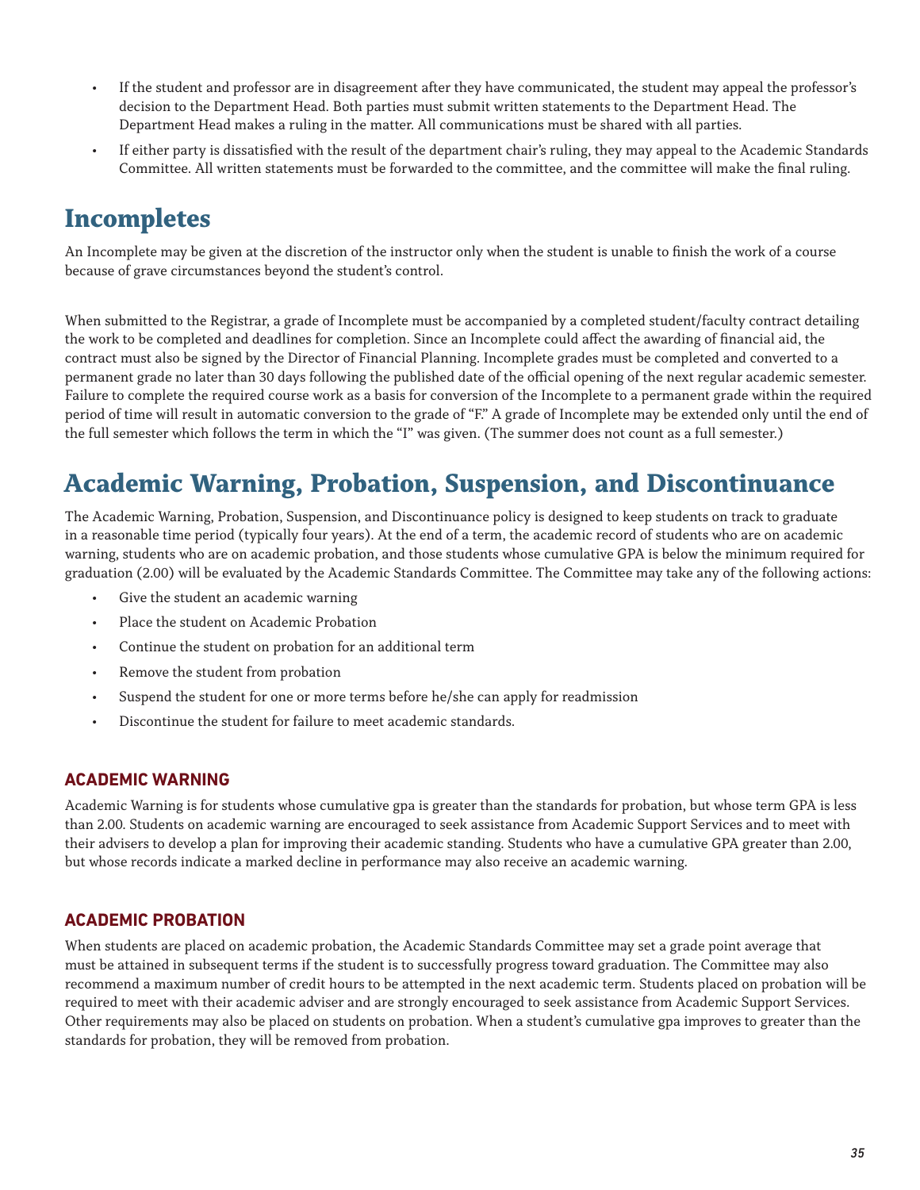- If the student and professor are in disagreement after they have communicated, the student may appeal the professor's decision to the Department Head. Both parties must submit written statements to the Department Head. The Department Head makes a ruling in the matter. All communications must be shared with all parties.
- If either party is dissatisfied with the result of the department chair's ruling, they may appeal to the Academic Standards Committee. All written statements must be forwarded to the committee, and the committee will make the final ruling.

# Incompletes

An Incomplete may be given at the discretion of the instructor only when the student is unable to finish the work of a course because of grave circumstances beyond the student's control.

When submitted to the Registrar, a grade of Incomplete must be accompanied by a completed student/faculty contract detailing the work to be completed and deadlines for completion. Since an Incomplete could affect the awarding of financial aid, the contract must also be signed by the Director of Financial Planning. Incomplete grades must be completed and converted to a permanent grade no later than 30 days following the published date of the official opening of the next regular academic semester. Failure to complete the required course work as a basis for conversion of the Incomplete to a permanent grade within the required period of time will result in automatic conversion to the grade of "F." A grade of Incomplete may be extended only until the end of the full semester which follows the term in which the "I" was given. (The summer does not count as a full semester.)

# Academic Warning, Probation, Suspension, and Discontinuance

The Academic Warning, Probation, Suspension, and Discontinuance policy is designed to keep students on track to graduate in a reasonable time period (typically four years). At the end of a term, the academic record of students who are on academic warning, students who are on academic probation, and those students whose cumulative GPA is below the minimum required for graduation (2.00) will be evaluated by the Academic Standards Committee. The Committee may take any of the following actions:

- Give the student an academic warning
- Place the student on Academic Probation
- Continue the student on probation for an additional term
- Remove the student from probation
- Suspend the student for one or more terms before he/she can apply for readmission
- Discontinue the student for failure to meet academic standards.

### ACADEMIC WARNING

Academic Warning is for students whose cumulative gpa is greater than the standards for probation, but whose term GPA is less than 2.00. Students on academic warning are encouraged to seek assistance from Academic Support Services and to meet with their advisers to develop a plan for improving their academic standing. Students who have a cumulative GPA greater than 2.00, but whose records indicate a marked decline in performance may also receive an academic warning.

### ACADEMIC PROBATION

When students are placed on academic probation, the Academic Standards Committee may set a grade point average that must be attained in subsequent terms if the student is to successfully progress toward graduation. The Committee may also recommend a maximum number of credit hours to be attempted in the next academic term. Students placed on probation will be required to meet with their academic adviser and are strongly encouraged to seek assistance from Academic Support Services. Other requirements may also be placed on students on probation. When a student's cumulative gpa improves to greater than the standards for probation, they will be removed from probation.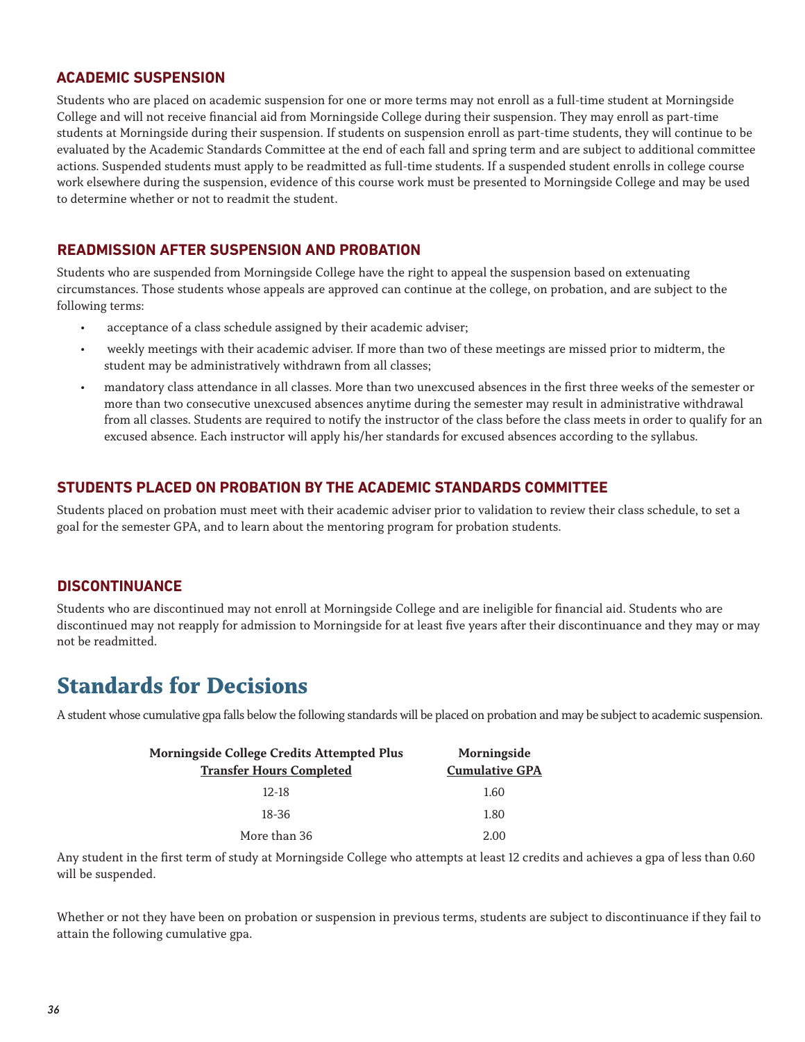### ACADEMIC SUSPENSION

Students who are placed on academic suspension for one or more terms may not enroll as a full-time student at Morningside College and will not receive financial aid from Morningside College during their suspension. They may enroll as part-time students at Morningside during their suspension. If students on suspension enroll as part-time students, they will continue to be evaluated by the Academic Standards Committee at the end of each fall and spring term and are subject to additional committee actions. Suspended students must apply to be readmitted as full-time students. If a suspended student enrolls in college course work elsewhere during the suspension, evidence of this course work must be presented to Morningside College and may be used to determine whether or not to readmit the student.

### READMISSION AFTER SUSPENSION AND PROBATION

Students who are suspended from Morningside College have the right to appeal the suspension based on extenuating circumstances. Those students whose appeals are approved can continue at the college, on probation, and are subject to the following terms:

- acceptance of a class schedule assigned by their academic adviser;
- weekly meetings with their academic adviser. If more than two of these meetings are missed prior to midterm, the student may be administratively withdrawn from all classes;
- mandatory class attendance in all classes. More than two unexcused absences in the first three weeks of the semester or more than two consecutive unexcused absences anytime during the semester may result in administrative withdrawal from all classes. Students are required to notify the instructor of the class before the class meets in order to qualify for an excused absence. Each instructor will apply his/her standards for excused absences according to the syllabus.

### STUDENTS PLACED ON PROBATION BY THE ACADEMIC STANDARDS COMMITTEE

Students placed on probation must meet with their academic adviser prior to validation to review their class schedule, to set a goal for the semester GPA, and to learn about the mentoring program for probation students.

### DISCONTINUANCE

Students who are discontinued may not enroll at Morningside College and are ineligible for financial aid. Students who are discontinued may not reapply for admission to Morningside for at least five years after their discontinuance and they may or may not be readmitted.

## Standards for Decisions

A student whose cumulative gpa falls below the following standards will be placed on probation and may be subject to academic suspension.

| Morningside College Credits Attempted Plus Transfer Hours Completed | Morningside Cumulative GPA |
|---|---|
| 12-18 | 1.60 |
| 18-36 | 1.80 |
| More than 36 | 2.00 |

Any student in the first term of study at Morningside College who attempts at least 12 credits and achieves a gpa of less than 0.60 will be suspended.

Whether or not they have been on probation or suspension in previous terms, students are subject to discontinuance if they fail to attain the following cumulative gpa.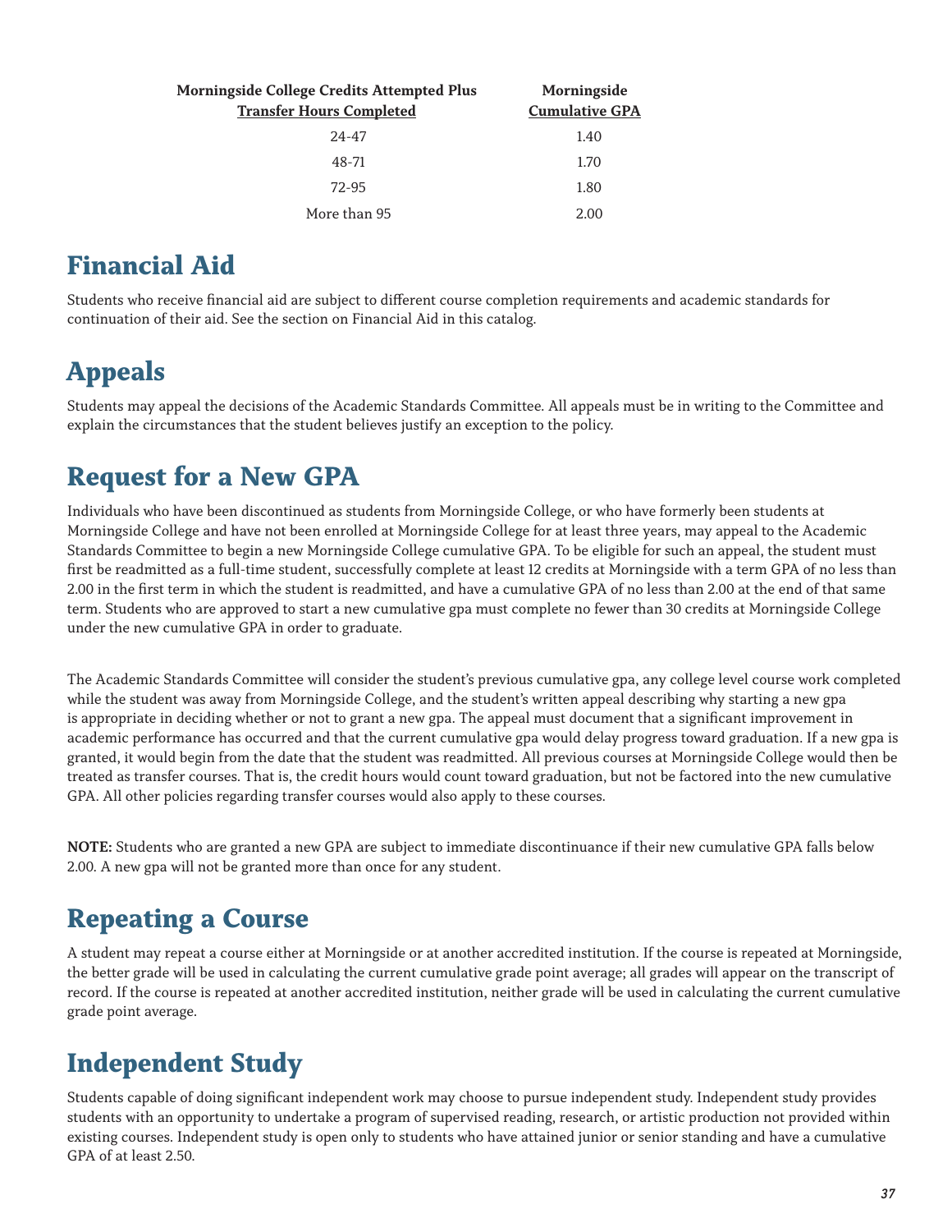| Morningside College Credits Attempted Plus Transfer Hours Completed | Morningside Cumulative GPA |
| --- | --- |
| 24-47 | 1.40 |
| 48-71 | 1.70 |
| 72-95 | 1.80 |
| More than 95 | 2.00 |

## Financial Aid

Students who receive financial aid are subject to different course completion requirements and academic standards for continuation of their aid. See the section on Financial Aid in this catalog.

## Appeals

Students may appeal the decisions of the Academic Standards Committee. All appeals must be in writing to the Committee and explain the circumstances that the student believes justify an exception to the policy.

## Request for a New GPA

Individuals who have been discontinued as students from Morningside College, or who have formerly been students at Morningside College and have not been enrolled at Morningside College for at least three years, may appeal to the Academic Standards Committee to begin a new Morningside College cumulative GPA. To be eligible for such an appeal, the student must first be readmitted as a full-time student, successfully complete at least 12 credits at Morningside with a term GPA of no less than 2.00 in the first term in which the student is readmitted, and have a cumulative GPA of no less than 2.00 at the end of that same term. Students who are approved to start a new cumulative gpa must complete no fewer than 30 credits at Morningside College under the new cumulative GPA in order to graduate.

The Academic Standards Committee will consider the student's previous cumulative gpa, any college level course work completed while the student was away from Morningside College, and the student's written appeal describing why starting a new gpa is appropriate in deciding whether or not to grant a new gpa. The appeal must document that a significant improvement in academic performance has occurred and that the current cumulative gpa would delay progress toward graduation. If a new gpa is granted, it would begin from the date that the student was readmitted. All previous courses at Morningside College would then be treated as transfer courses. That is, the credit hours would count toward graduation, but not be factored into the new cumulative GPA. All other policies regarding transfer courses would also apply to these courses.

**NOTE:** Students who are granted a new GPA are subject to immediate discontinuance if their new cumulative GPA falls below 2.00. A new gpa will not be granted more than once for any student.

## Repeating a Course

A student may repeat a course either at Morningside or at another accredited institution. If the course is repeated at Morningside, the better grade will be used in calculating the current cumulative grade point average; all grades will appear on the transcript of record. If the course is repeated at another accredited institution, neither grade will be used in calculating the current cumulative grade point average.

## Independent Study

Students capable of doing significant independent work may choose to pursue independent study. Independent study provides students with an opportunity to undertake a program of supervised reading, research, or artistic production not provided within existing courses. Independent study is open only to students who have attained junior or senior standing and have a cumulative GPA of at least 2.50.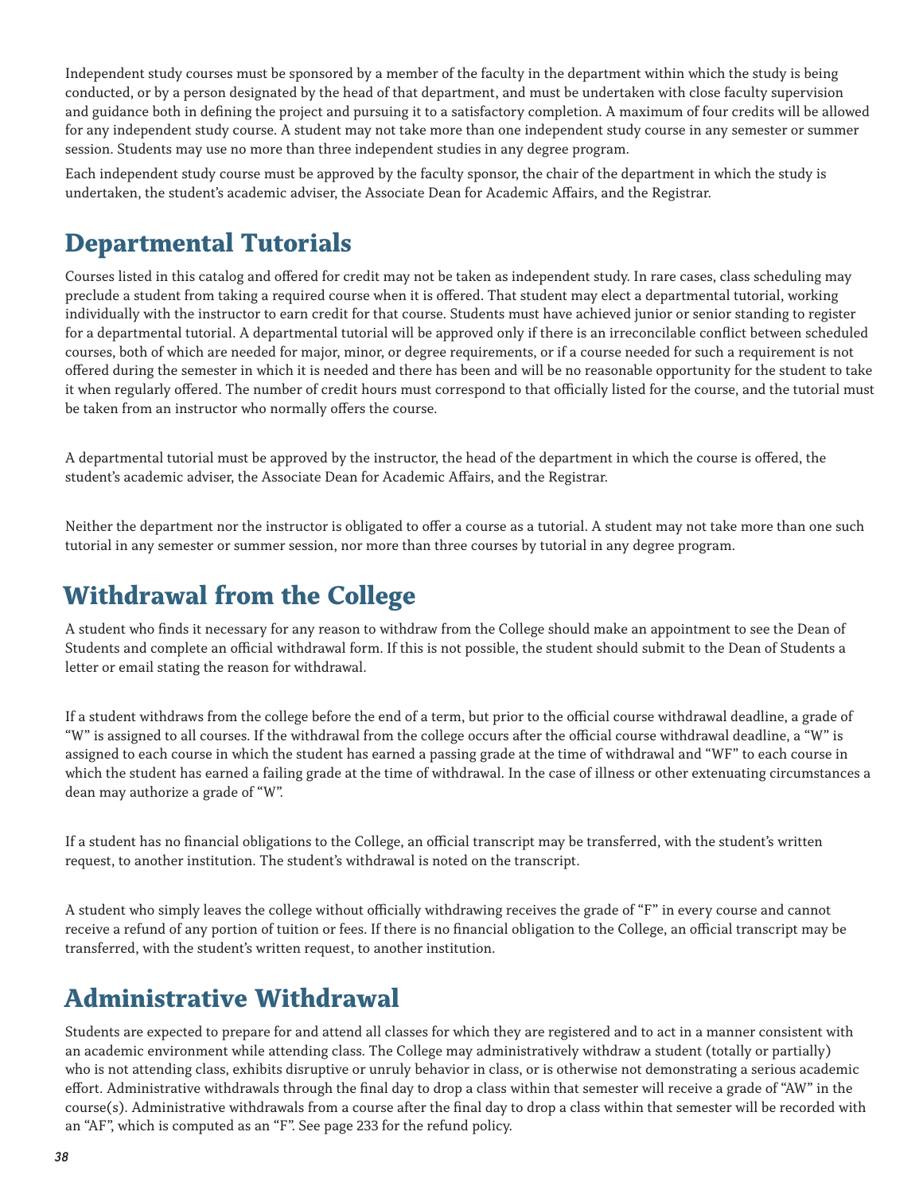Independent study courses must be sponsored by a member of the faculty in the department within which the study is being conducted, or by a person designated by the head of that department, and must be undertaken with close faculty supervision and guidance both in defining the project and pursuing it to a satisfactory completion. A maximum of four credits will be allowed for any independent study course. A student may not take more than one independent study course in any semester or summer session. Students may use no more than three independent studies in any degree program.

Each independent study course must be approved by the faculty sponsor, the chair of the department in which the study is undertaken, the student's academic adviser, the Associate Dean for Academic Affairs, and the Registrar.

## Departmental Tutorials

Courses listed in this catalog and offered for credit may not be taken as independent study. In rare cases, class scheduling may preclude a student from taking a required course when it is offered. That student may elect a departmental tutorial, working individually with the instructor to earn credit for that course. Students must have achieved junior or senior standing to register for a departmental tutorial. A departmental tutorial will be approved only if there is an irreconcilable conflict between scheduled courses, both of which are needed for major, minor, or degree requirements, or if a course needed for such a requirement is not offered during the semester in which it is needed and there has been and will be no reasonable opportunity for the student to take it when regularly offered. The number of credit hours must correspond to that officially listed for the course, and the tutorial must be taken from an instructor who normally offers the course.

A departmental tutorial must be approved by the instructor, the head of the department in which the course is offered, the student's academic adviser, the Associate Dean for Academic Affairs, and the Registrar.

Neither the department nor the instructor is obligated to offer a course as a tutorial. A student may not take more than one such tutorial in any semester or summer session, nor more than three courses by tutorial in any degree program.

## Withdrawal from the College

A student who finds it necessary for any reason to withdraw from the College should make an appointment to see the Dean of Students and complete an official withdrawal form. If this is not possible, the student should submit to the Dean of Students a letter or email stating the reason for withdrawal.

If a student withdraws from the college before the end of a term, but prior to the official course withdrawal deadline, a grade of "W" is assigned to all courses. If the withdrawal from the college occurs after the official course withdrawal deadline, a "W" is assigned to each course in which the student has earned a passing grade at the time of withdrawal and "WF" to each course in which the student has earned a failing grade at the time of withdrawal. In the case of illness or other extenuating circumstances a dean may authorize a grade of "W".

If a student has no financial obligations to the College, an official transcript may be transferred, with the student's written request, to another institution. The student's withdrawal is noted on the transcript.

A student who simply leaves the college without officially withdrawing receives the grade of "F" in every course and cannot receive a refund of any portion of tuition or fees. If there is no financial obligation to the College, an official transcript may be transferred, with the student's written request, to another institution.

## Administrative Withdrawal

Students are expected to prepare for and attend all classes for which they are registered and to act in a manner consistent with an academic environment while attending class. The College may administratively withdraw a student (totally or partially) who is not attending class, exhibits disruptive or unruly behavior in class, or is otherwise not demonstrating a serious academic effort. Administrative withdrawals through the final day to drop a class within that semester will receive a grade of "AW" in the course(s). Administrative withdrawals from a course after the final day to drop a class within that semester will be recorded with an "AF", which is computed as an "F". See page 233 for the refund policy.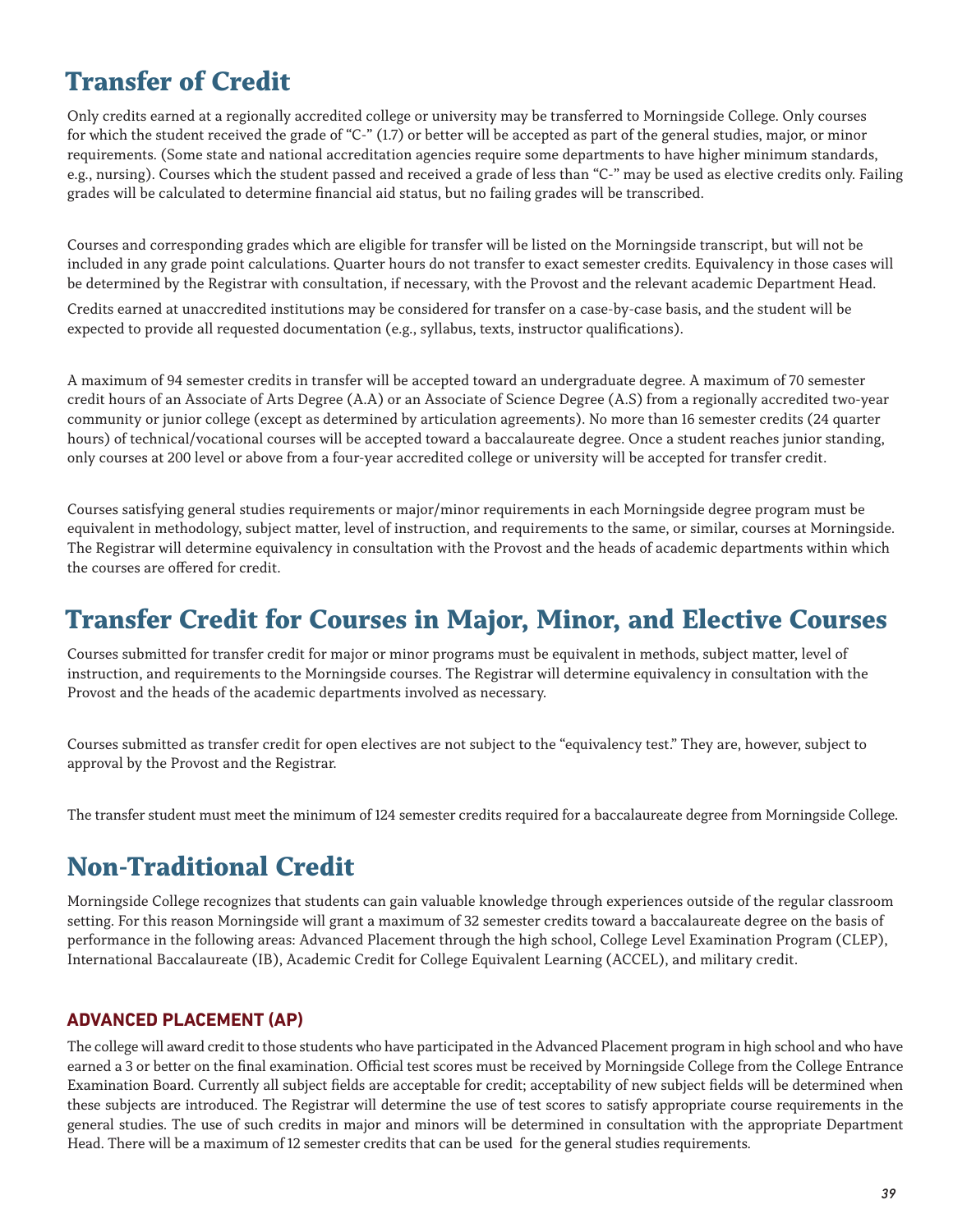# Transfer of Credit

Only credits earned at a regionally accredited college or university may be transferred to Morningside College. Only courses for which the student received the grade of "C-" (1.7) or better will be accepted as part of the general studies, major, or minor requirements. (Some state and national accreditation agencies require some departments to have higher minimum standards, e.g., nursing). Courses which the student passed and received a grade of less than "C-" may be used as elective credits only. Failing grades will be calculated to determine financial aid status, but no failing grades will be transcribed.

Courses and corresponding grades which are eligible for transfer will be listed on the Morningside transcript, but will not be included in any grade point calculations. Quarter hours do not transfer to exact semester credits. Equivalency in those cases will be determined by the Registrar with consultation, if necessary, with the Provost and the relevant academic Department Head.

Credits earned at unaccredited institutions may be considered for transfer on a case-by-case basis, and the student will be expected to provide all requested documentation (e.g., syllabus, texts, instructor qualifications).

A maximum of 94 semester credits in transfer will be accepted toward an undergraduate degree. A maximum of 70 semester credit hours of an Associate of Arts Degree (A.A) or an Associate of Science Degree (A.S) from a regionally accredited two-year community or junior college (except as determined by articulation agreements). No more than 16 semester credits (24 quarter hours) of technical/vocational courses will be accepted toward a baccalaureate degree. Once a student reaches junior standing, only courses at 200 level or above from a four-year accredited college or university will be accepted for transfer credit.

Courses satisfying general studies requirements or major/minor requirements in each Morningside degree program must be equivalent in methodology, subject matter, level of instruction, and requirements to the same, or similar, courses at Morningside. The Registrar will determine equivalency in consultation with the Provost and the heads of academic departments within which the courses are offered for credit.

# Transfer Credit for Courses in Major, Minor, and Elective Courses

Courses submitted for transfer credit for major or minor programs must be equivalent in methods, subject matter, level of instruction, and requirements to the Morningside courses. The Registrar will determine equivalency in consultation with the Provost and the heads of the academic departments involved as necessary.

Courses submitted as transfer credit for open electives are not subject to the "equivalency test." They are, however, subject to approval by the Provost and the Registrar.

The transfer student must meet the minimum of 124 semester credits required for a baccalaureate degree from Morningside College.

# Non-Traditional Credit

Morningside College recognizes that students can gain valuable knowledge through experiences outside of the regular classroom setting. For this reason Morningside will grant a maximum of 32 semester credits toward a baccalaureate degree on the basis of performance in the following areas: Advanced Placement through the high school, College Level Examination Program (CLEP), International Baccalaureate (IB), Academic Credit for College Equivalent Learning (ACCEL), and military credit.

### ADVANCED PLACEMENT (AP)

The college will award credit to those students who have participated in the Advanced Placement program in high school and who have earned a 3 or better on the final examination. Official test scores must be received by Morningside College from the College Entrance Examination Board. Currently all subject fields are acceptable for credit; acceptability of new subject fields will be determined when these subjects are introduced. The Registrar will determine the use of test scores to satisfy appropriate course requirements in the general studies. The use of such credits in major and minors will be determined in consultation with the appropriate Department Head. There will be a maximum of 12 semester credits that can be used for the general studies requirements.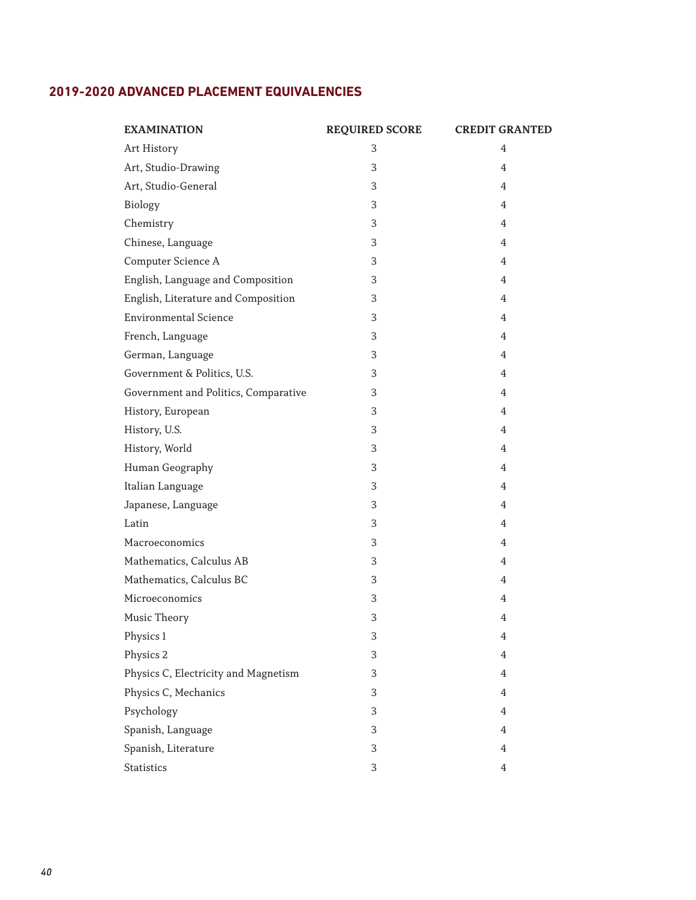## 2019-2020 ADVANCED PLACEMENT EQUIVALENCIES

| EXAMINATION | REQUIRED SCORE | CREDIT GRANTED |
|---|---|---|
| Art History | 3 | 4 |
| Art, Studio-Drawing | 3 | 4 |
| Art, Studio-General | 3 | 4 |
| Biology | 3 | 4 |
| Chemistry | 3 | 4 |
| Chinese, Language | 3 | 4 |
| Computer Science A | 3 | 4 |
| English, Language and Composition | 3 | 4 |
| English, Literature and Composition | 3 | 4 |
| Environmental Science | 3 | 4 |
| French, Language | 3 | 4 |
| German, Language | 3 | 4 |
| Government & Politics, U.S. | 3 | 4 |
| Government and Politics, Comparative | 3 | 4 |
| History, European | 3 | 4 |
| History, U.S. | 3 | 4 |
| History, World | 3 | 4 |
| Human Geography | 3 | 4 |
| Italian Language | 3 | 4 |
| Japanese, Language | 3 | 4 |
| Latin | 3 | 4 |
| Macroeconomics | 3 | 4 |
| Mathematics, Calculus AB | 3 | 4 |
| Mathematics, Calculus BC | 3 | 4 |
| Microeconomics | 3 | 4 |
| Music Theory | 3 | 4 |
| Physics 1 | 3 | 4 |
| Physics 2 | 3 | 4 |
| Physics C, Electricity and Magnetism | 3 | 4 |
| Physics C, Mechanics | 3 | 4 |
| Psychology | 3 | 4 |
| Spanish, Language | 3 | 4 |
| Spanish, Literature | 3 | 4 |
| Statistics | 3 | 4 |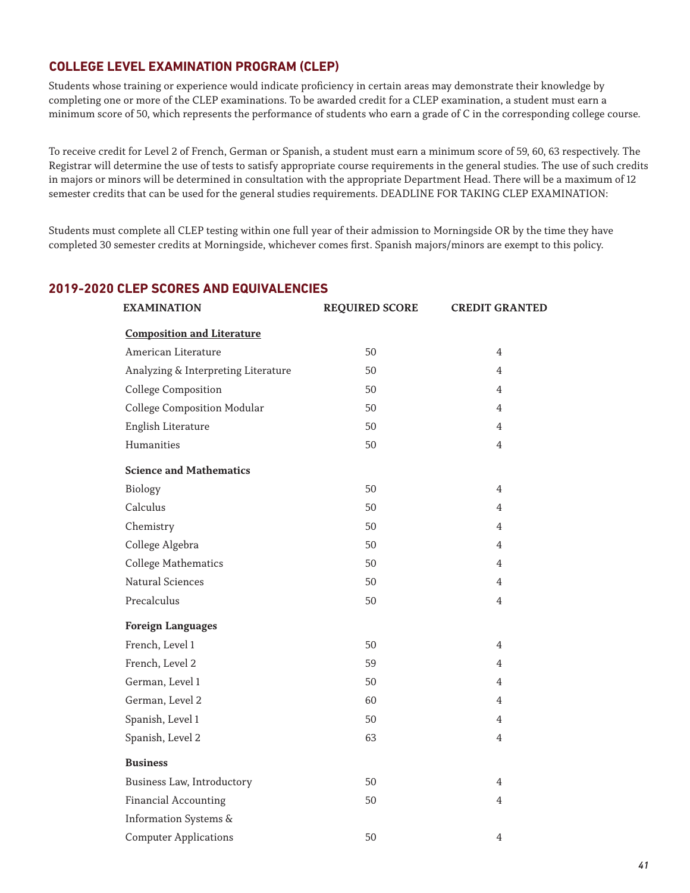## COLLEGE LEVEL EXAMINATION PROGRAM (CLEP)

Students whose training or experience would indicate proficiency in certain areas may demonstrate their knowledge by completing one or more of the CLEP examinations. To be awarded credit for a CLEP examination, a student must earn a minimum score of 50, which represents the performance of students who earn a grade of C in the corresponding college course.

To receive credit for Level 2 of French, German or Spanish, a student must earn a minimum score of 59, 60, 63 respectively. The Registrar will determine the use of tests to satisfy appropriate course requirements in the general studies. The use of such credits in majors or minors will be determined in consultation with the appropriate Department Head. There will be a maximum of 12 semester credits that can be used for the general studies requirements. DEADLINE FOR TAKING CLEP EXAMINATION:

Students must complete all CLEP testing within one full year of their admission to Morningside OR by the time they have completed 30 semester credits at Morningside, whichever comes first. Spanish majors/minors are exempt to this policy.

## 2019-2020 CLEP SCORES AND EQUIVALENCIES

| EXAMINATION | REQUIRED SCORE | CREDIT GRANTED |
|---|---|---|
| **Composition and Literature** | | |
| American Literature | 50 | 4 |
| Analyzing & Interpreting Literature | 50 | 4 |
| College Composition | 50 | 4 |
| College Composition Modular | 50 | 4 |
| English Literature | 50 | 4 |
| Humanities | 50 | 4 |
| **Science and Mathematics** | | |
| Biology | 50 | 4 |
| Calculus | 50 | 4 |
| Chemistry | 50 | 4 |
| College Algebra | 50 | 4 |
| College Mathematics | 50 | 4 |
| Natural Sciences | 50 | 4 |
| Precalculus | 50 | 4 |
| **Foreign Languages** | | |
| French, Level 1 | 50 | 4 |
| French, Level 2 | 59 | 4 |
| German, Level 1 | 50 | 4 |
| German, Level 2 | 60 | 4 |
| Spanish, Level 1 | 50 | 4 |
| Spanish, Level 2 | 63 | 4 |
| **Business** | | |
| Business Law, Introductory | 50 | 4 |
| Financial Accounting | 50 | 4 |
| Information Systems & Computer Applications | 50 | 4 |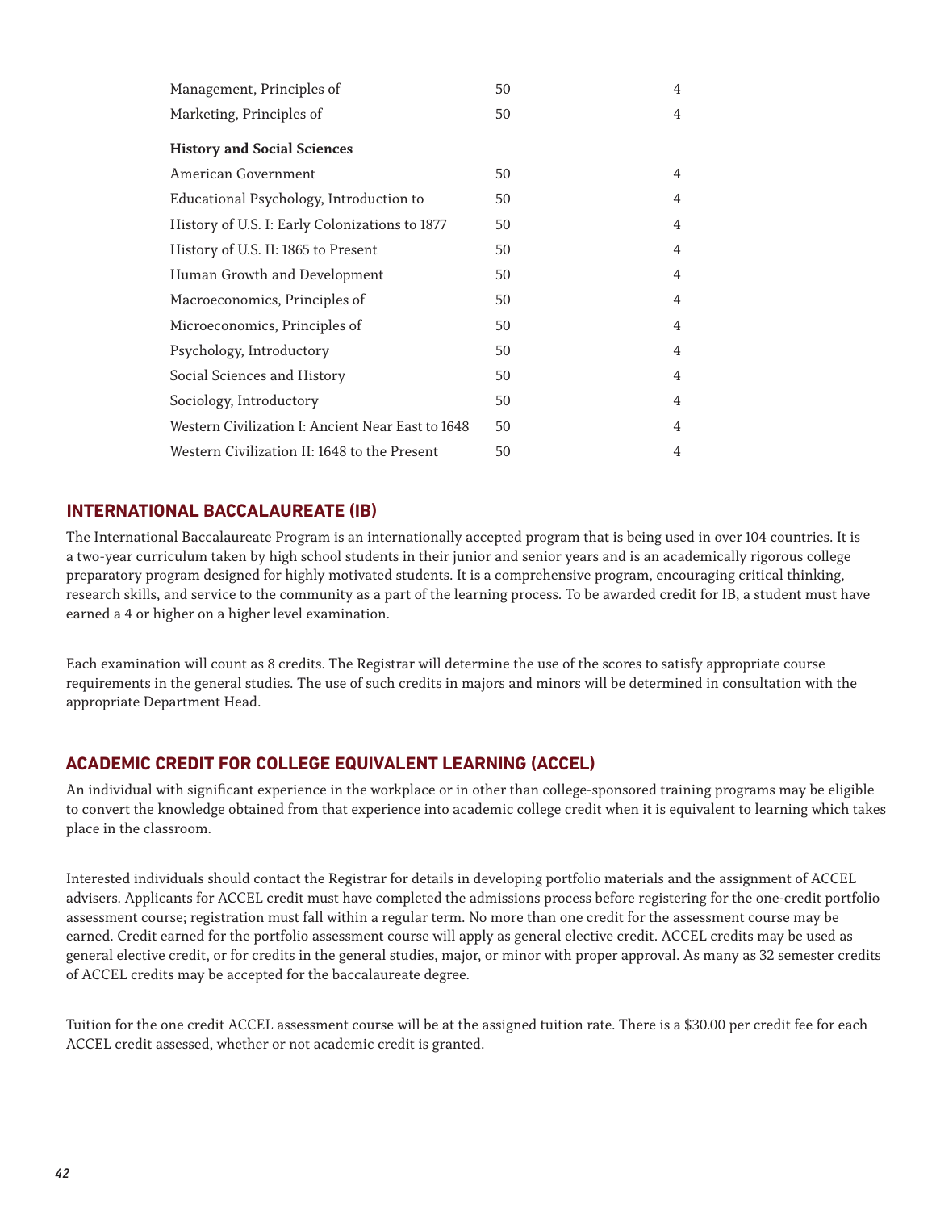| | | |
|---|---|---|
| Management, Principles of | 50 | 4 |
| Marketing, Principles of | 50 | 4 |
| **History and Social Sciences** | | |
| American Government | 50 | 4 |
| Educational Psychology, Introduction to | 50 | 4 |
| History of U.S. I: Early Colonizations to 1877 | 50 | 4 |
| History of U.S. II: 1865 to Present | 50 | 4 |
| Human Growth and Development | 50 | 4 |
| Macroeconomics, Principles of | 50 | 4 |
| Microeconomics, Principles of | 50 | 4 |
| Psychology, Introductory | 50 | 4 |
| Social Sciences and History | 50 | 4 |
| Sociology, Introductory | 50 | 4 |
| Western Civilization I: Ancient Near East to 1648 | 50 | 4 |
| Western Civilization II: 1648 to the Present | 50 | 4 |

## INTERNATIONAL BACCALAUREATE (IB)

The International Baccalaureate Program is an internationally accepted program that is being used in over 104 countries. It is a two-year curriculum taken by high school students in their junior and senior years and is an academically rigorous college preparatory program designed for highly motivated students. It is a comprehensive program, encouraging critical thinking, research skills, and service to the community as a part of the learning process. To be awarded credit for IB, a student must have earned a 4 or higher on a higher level examination.

Each examination will count as 8 credits. The Registrar will determine the use of the scores to satisfy appropriate course requirements in the general studies. The use of such credits in majors and minors will be determined in consultation with the appropriate Department Head.

## ACADEMIC CREDIT FOR COLLEGE EQUIVALENT LEARNING (ACCEL)

An individual with significant experience in the workplace or in other than college-sponsored training programs may be eligible to convert the knowledge obtained from that experience into academic college credit when it is equivalent to learning which takes place in the classroom.

Interested individuals should contact the Registrar for details in developing portfolio materials and the assignment of ACCEL advisers. Applicants for ACCEL credit must have completed the admissions process before registering for the one-credit portfolio assessment course; registration must fall within a regular term. No more than one credit for the assessment course may be earned. Credit earned for the portfolio assessment course will apply as general elective credit. ACCEL credits may be used as general elective credit, or for credits in the general studies, major, or minor with proper approval. As many as 32 semester credits of ACCEL credits may be accepted for the baccalaureate degree.

Tuition for the one credit ACCEL assessment course will be at the assigned tuition rate. There is a $30.00 per credit fee for each ACCEL credit assessed, whether or not academic credit is granted.